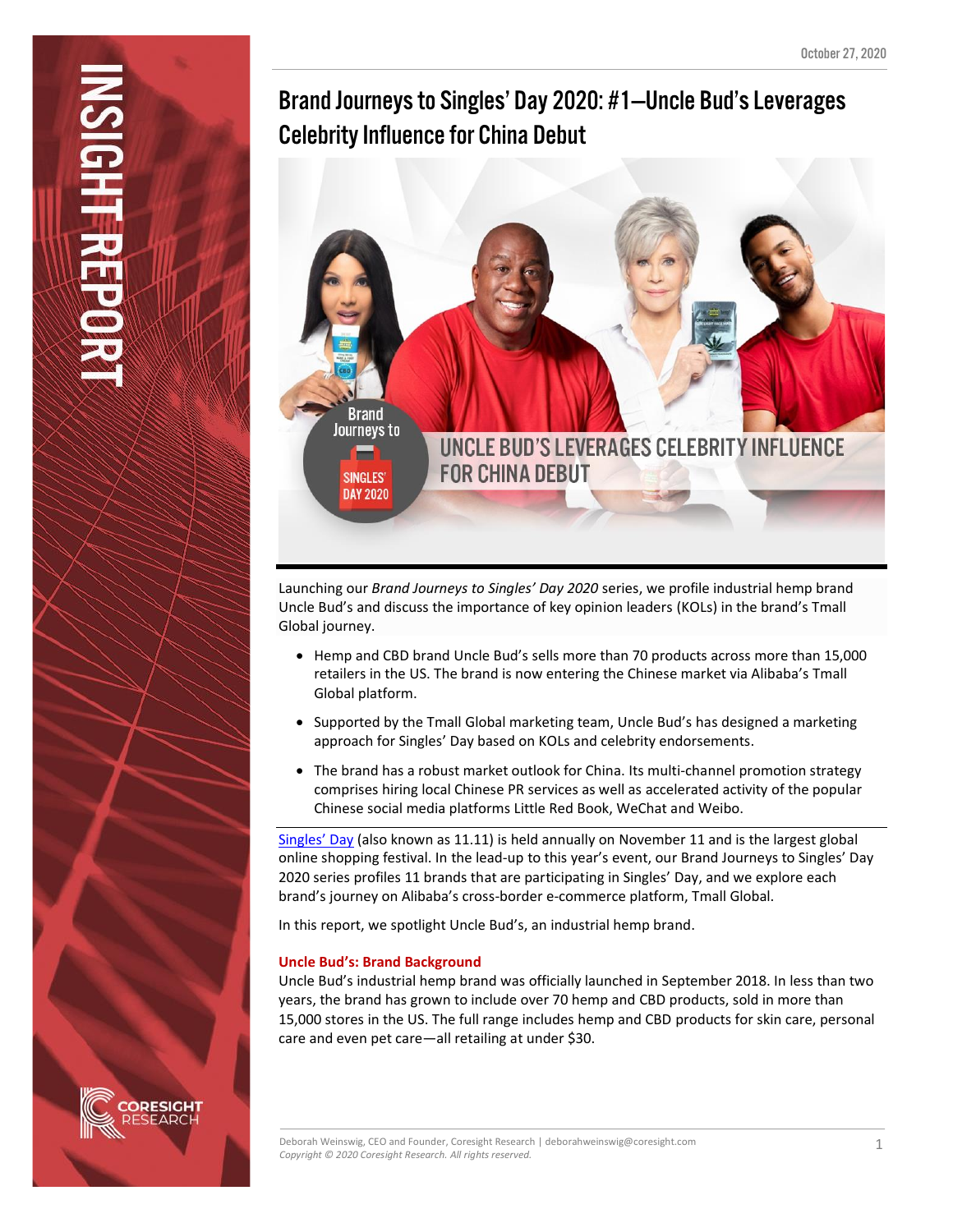# Brand Journeys to Singles' Day 2020: #1—Uncle Bud's Leverages Celebrity Influence for China Debut

Launching our *Brand Journeys to Singles' Day 2020* series, we profile industrial hemp brand Uncle Bud's and discuss the importance of key opinion leaders (KOLs) in the brand's Tmall Global journey.

- Hemp and CBD brand Uncle Bud's sells more than 70 products across more than 15,000 retailers in the US. The brand is now entering the Chinese market via Alibaba's Tmall Global platform.
- Supported by the Tmall Global marketing team, Uncle Bud's has designed a marketing approach for Singles' Day based on KOLs and celebrity endorsements.
- The brand has a robust market outlook for China. Its multi-channel promotion strategy comprises hiring local Chinese PR services as well as accelerated activity of the popular Chinese social media platforms Little Red Book, WeChat and Weibo.

Singles' Day (also known as 11.11) is held annually on November 11 and is the largest global online shopping festival. In the lead-up to this year's event, our Brand Journeys to Singles' Day 2020 series profiles 11 brands that are participating in Singles' Day, and we explore each brand's journey on Alibaba's cross-border e-commerce platform, Tmall Global.

In this report, we spotlight Uncle Bud's, an industrial hemp brand.

### Uncle Bud's: Brand Background

Uncle Bud's industrial hemp brand was officially launched in September 2018. In less than two years, the brand has grown to include over 70 hemp and CBD products, sold in more than 15,000 stores in the US. The full range includes hemp and CBD products for skin care, personal care and even pet care—all retailing at under $30.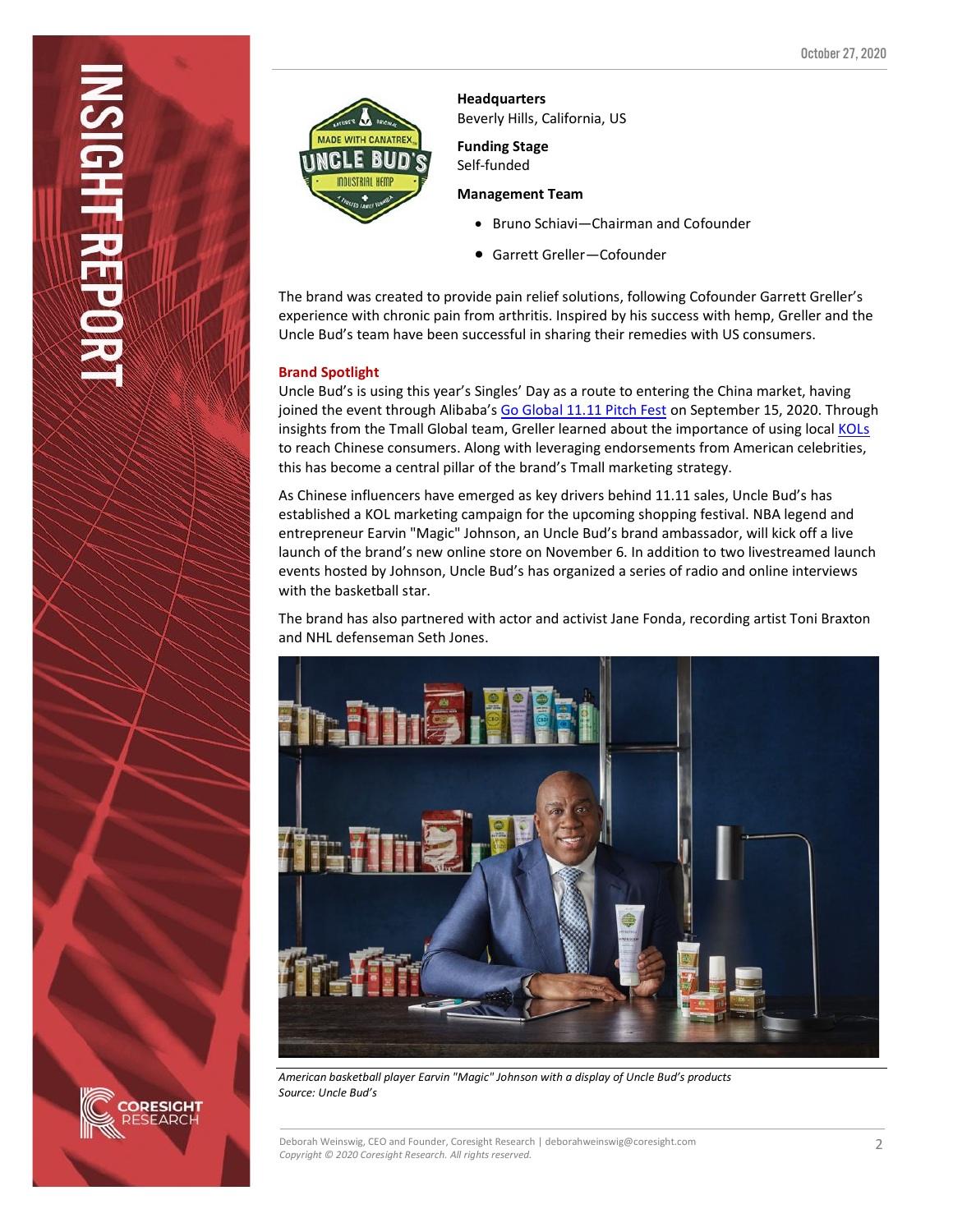**Headquarters**
Beverly Hills, California, US

**Funding Stage**
Self-funded

**Management Team**

- Bruno Schiavi—Chairman and Cofounder
- Garrett Greller—Cofounder

The brand was created to provide pain relief solutions, following Cofounder Garrett Greller's experience with chronic pain from arthritis. Inspired by his success with hemp, Greller and the Uncle Bud's team have been successful in sharing their remedies with US consumers.

## Brand Spotlight

Uncle Bud's is using this year's Singles' Day as a route to entering the China market, having joined the event through Alibaba's Go Global 11.11 Pitch Fest on September 15, 2020. Through insights from the Tmall Global team, Greller learned about the importance of using local KOLs to reach Chinese consumers. Along with leveraging endorsements from American celebrities, this has become a central pillar of the brand's Tmall marketing strategy.

As Chinese influencers have emerged as key drivers behind 11.11 sales, Uncle Bud's has established a KOL marketing campaign for the upcoming shopping festival. NBA legend and entrepreneur Earvin "Magic" Johnson, an Uncle Bud's brand ambassador, will kick off a live launch of the brand's new online store on November 6. In addition to two livestreamed launch events hosted by Johnson, Uncle Bud's has organized a series of radio and online interviews with the basketball star.

The brand has also partnered with actor and activist Jane Fonda, recording artist Toni Braxton and NHL defenseman Seth Jones.

*American basketball player Earvin "Magic" Johnson with a display of Uncle Bud's products*
*Source: Uncle Bud's*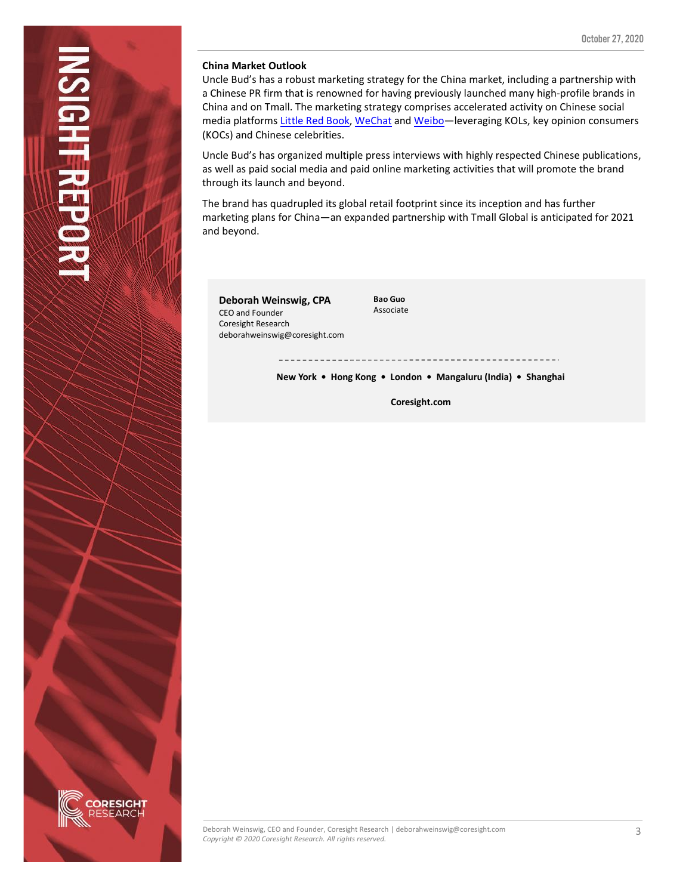### China Market Outlook

Uncle Bud's has a robust marketing strategy for the China market, including a partnership with a Chinese PR firm that is renowned for having previously launched many high-profile brands in China and on Tmall. The marketing strategy comprises accelerated activity on Chinese social media platforms Little Red Book, WeChat and Weibo—leveraging KOLs, key opinion consumers (KOCs) and Chinese celebrities.

Uncle Bud's has organized multiple press interviews with highly respected Chinese publications, as well as paid social media and paid online marketing activities that will promote the brand through its launch and beyond.

The brand has quadrupled its global retail footprint since its inception and has further marketing plans for China—an expanded partnership with Tmall Global is anticipated for 2021 and beyond.

**Deborah Weinswig, CPA**
CEO and Founder
Coresight Research
deborahweinswig@coresight.com

**Bao Guo**
Associate

**New York • Hong Kong • London • Mangaluru (India) • Shanghai**

**Coresight.com**